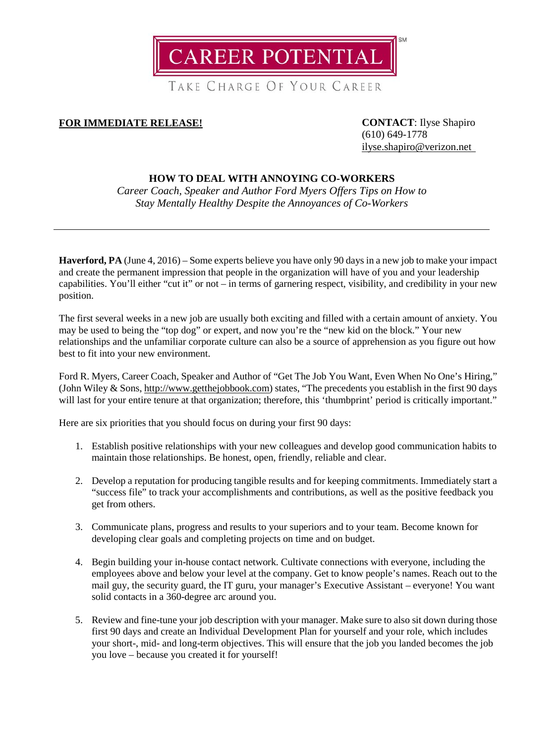CAREER POTENTIAL℠

TAKE CHARGE OF YOUR CAREER

**FOR IMMEDIATE RELEASE!**

**CONTACT**: Ilyse Shapiro
(610) 649-1778
ilyse.shapiro@verizon.net

# HOW TO DEAL WITH ANNOYING CO-WORKERS

*Career Coach, Speaker and Author Ford Myers Offers Tips on How to Stay Mentally Healthy Despite the Annoyances of Co-Workers*

---

**Haverford, PA** (June 4, 2016) – Some experts believe you have only 90 days in a new job to make your impact and create the permanent impression that people in the organization will have of you and your leadership capabilities. You'll either "cut it" or not – in terms of garnering respect, visibility, and credibility in your new position.

The first several weeks in a new job are usually both exciting and filled with a certain amount of anxiety. You may be used to being the "top dog" or expert, and now you're the "new kid on the block." Your new relationships and the unfamiliar corporate culture can also be a source of apprehension as you figure out how best to fit into your new environment.

Ford R. Myers, Career Coach, Speaker and Author of "Get The Job You Want, Even When No One's Hiring," (John Wiley & Sons, http://www.getthejobbook.com) states, "The precedents you establish in the first 90 days will last for your entire tenure at that organization; therefore, this 'thumbprint' period is critically important."

Here are six priorities that you should focus on during your first 90 days:

1. Establish positive relationships with your new colleagues and develop good communication habits to maintain those relationships. Be honest, open, friendly, reliable and clear.

2. Develop a reputation for producing tangible results and for keeping commitments. Immediately start a "success file" to track your accomplishments and contributions, as well as the positive feedback you get from others.

3. Communicate plans, progress and results to your superiors and to your team. Become known for developing clear goals and completing projects on time and on budget.

4. Begin building your in-house contact network. Cultivate connections with everyone, including the employees above and below your level at the company. Get to know people's names. Reach out to the mail guy, the security guard, the IT guru, your manager's Executive Assistant – everyone! You want solid contacts in a 360-degree arc around you.

5. Review and fine-tune your job description with your manager. Make sure to also sit down during those first 90 days and create an Individual Development Plan for yourself and your role, which includes your short-, mid- and long-term objectives. This will ensure that the job you landed becomes the job you love – because you created it for yourself!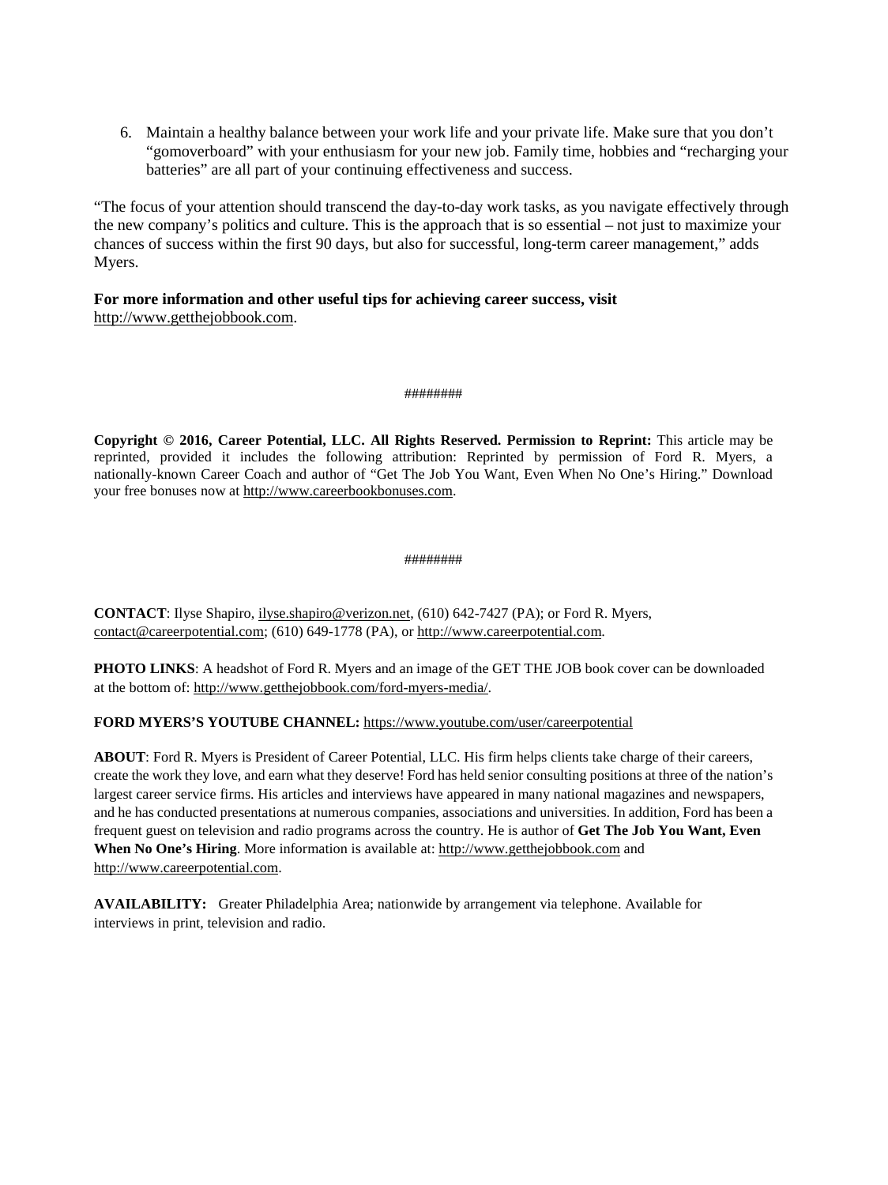6. Maintain a healthy balance between your work life and your private life. Make sure that you don't "gomoverboard" with your enthusiasm for your new job. Family time, hobbies and "recharging your batteries" are all part of your continuing effectiveness and success.

"The focus of your attention should transcend the day-to-day work tasks, as you navigate effectively through the new company's politics and culture. This is the approach that is so essential – not just to maximize your chances of success within the first 90 days, but also for successful, long-term career management," adds Myers.

**For more information and other useful tips for achieving career success, visit** http://www.getthejobbook.com.

########

**Copyright © 2016, Career Potential, LLC. All Rights Reserved. Permission to Reprint:** This article may be reprinted, provided it includes the following attribution: Reprinted by permission of Ford R. Myers, a nationally-known Career Coach and author of "Get The Job You Want, Even When No One's Hiring." Download your free bonuses now at http://www.careerbookbonuses.com.

########

**CONTACT**: Ilyse Shapiro, ilyse.shapiro@verizon.net, (610) 642-7427 (PA); or Ford R. Myers, contact@careerpotential.com; (610) 649-1778 (PA), or http://www.careerpotential.com.

**PHOTO LINKS**: A headshot of Ford R. Myers and an image of the GET THE JOB book cover can be downloaded at the bottom of: http://www.getthejobbook.com/ford-myers-media/.

**FORD MYERS'S YOUTUBE CHANNEL:** https://www.youtube.com/user/careerpotential

**ABOUT**: Ford R. Myers is President of Career Potential, LLC. His firm helps clients take charge of their careers, create the work they love, and earn what they deserve! Ford has held senior consulting positions at three of the nation's largest career service firms. His articles and interviews have appeared in many national magazines and newspapers, and he has conducted presentations at numerous companies, associations and universities. In addition, Ford has been a frequent guest on television and radio programs across the country. He is author of **Get The Job You Want, Even When No One's Hiring**. More information is available at: http://www.getthejobbook.com and http://www.careerpotential.com.

**AVAILABILITY:** Greater Philadelphia Area; nationwide by arrangement via telephone. Available for interviews in print, television and radio.